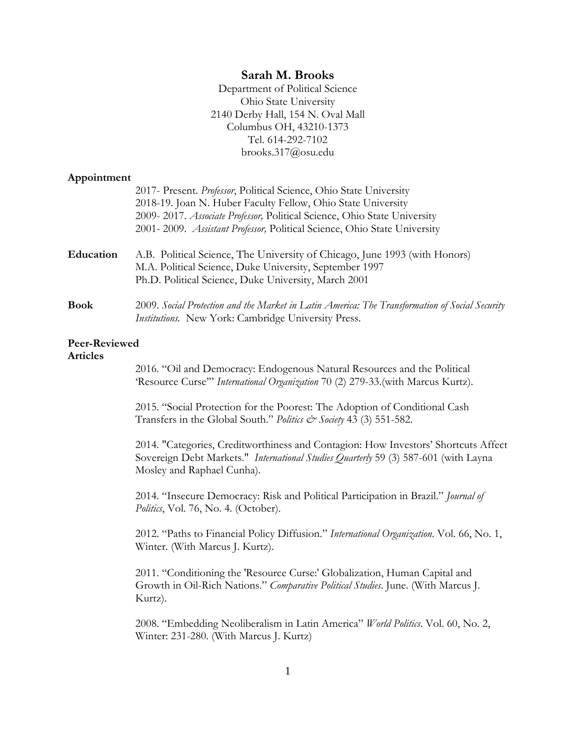# Sarah M. Brooks

Department of Political Science
Ohio State University
2140 Derby Hall, 154 N. Oval Mall
Columbus OH, 43210-1373
Tel. 614-292-7102
brooks.317@osu.edu

## Appointment

2017- Present. *Professor*, Political Science, Ohio State University
2018-19. Joan N. Huber Faculty Fellow, Ohio State University
2009- 2017. *Associate Professor,* Political Science, Ohio State University
2001- 2009. *Assistant Professor,* Political Science, Ohio State University

## Education

A.B. Political Science, The University of Chicago, June 1993 (with Honors)
M.A. Political Science, Duke University, September 1997
Ph.D. Political Science, Duke University, March 2001

## Book

2009. *Social Protection and the Market in Latin America: The Transformation of Social Security Institutions.* New York: Cambridge University Press.

## Peer-Reviewed Articles

2016. "Oil and Democracy: Endogenous Natural Resources and the Political 'Resource Curse'" *International Organization* 70 (2) 279-33.(with Marcus Kurtz).

2015. "Social Protection for the Poorest: The Adoption of Conditional Cash Transfers in the Global South." *Politics & Society* 43 (3) 551-582.

2014. "Categories, Creditworthiness and Contagion: How Investors' Shortcuts Affect Sovereign Debt Markets." *International Studies Quarterly* 59 (3) 587-601 (with Layna Mosley and Raphael Cunha).

2014. "Insecure Democracy: Risk and Political Participation in Brazil." *Journal of Politics*, Vol. 76, No. 4. (October).

2012. "Paths to Financial Policy Diffusion." *International Organization*. Vol. 66, No. 1, Winter. (With Marcus J. Kurtz).

2011. "Conditioning the 'Resource Curse:' Globalization, Human Capital and Growth in Oil-Rich Nations." *Comparative Political Studies*. June. (With Marcus J. Kurtz).

2008. "Embedding Neoliberalism in Latin America" *World Politics*. Vol. 60, No. 2, Winter: 231-280. (With Marcus J. Kurtz)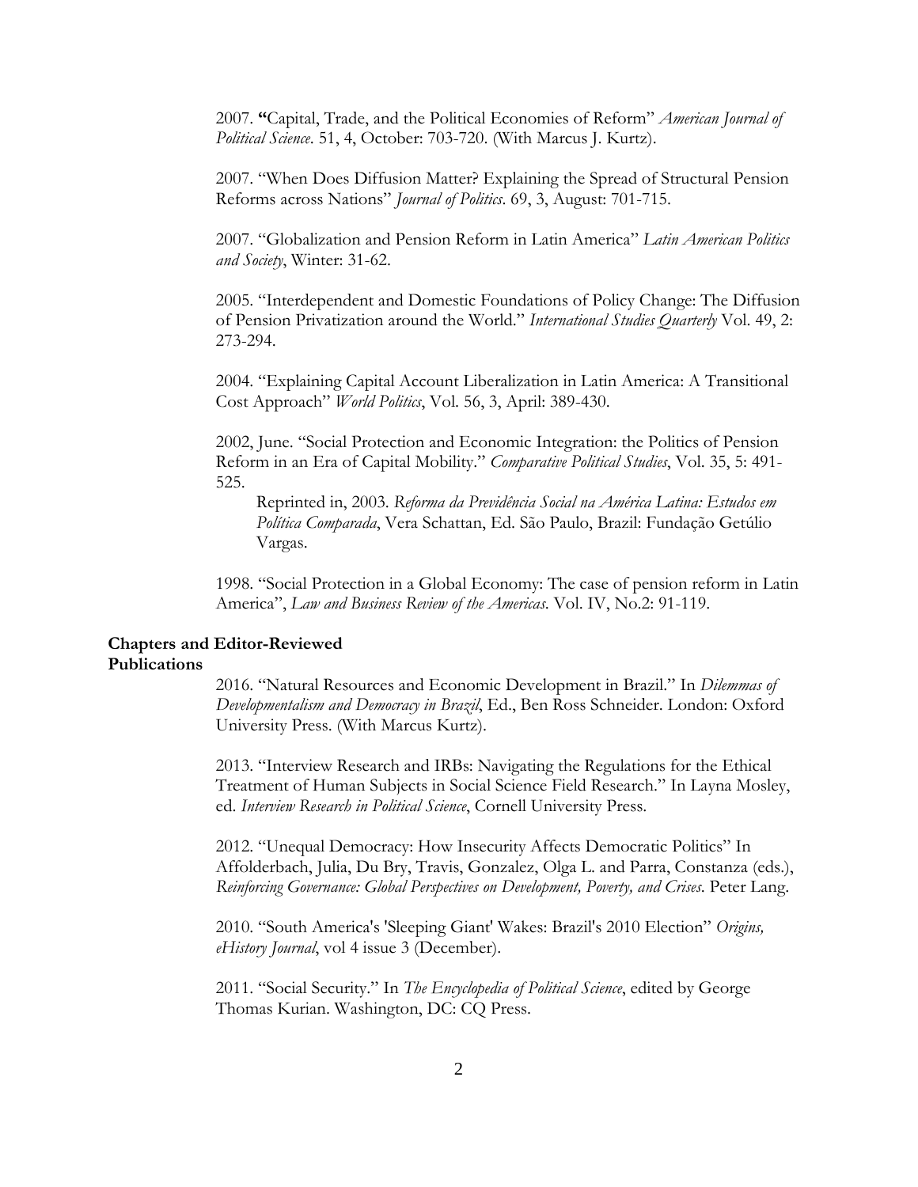2007. **"**Capital, Trade, and the Political Economies of Reform" *American Journal of Political Science*. 51, 4, October: 703-720. (With Marcus J. Kurtz).

2007. "When Does Diffusion Matter? Explaining the Spread of Structural Pension Reforms across Nations" *Journal of Politics*. 69, 3, August: 701-715.

2007. "Globalization and Pension Reform in Latin America" *Latin American Politics and Society*, Winter: 31-62.

2005. "Interdependent and Domestic Foundations of Policy Change: The Diffusion of Pension Privatization around the World." *International Studies Quarterly* Vol. 49, 2: 273-294.

2004. "Explaining Capital Account Liberalization in Latin America: A Transitional Cost Approach" *World Politics*, Vol. 56, 3, April: 389-430.

2002, June. "Social Protection and Economic Integration: the Politics of Pension Reform in an Era of Capital Mobility." *Comparative Political Studies*, Vol. 35, 5: 491-525.

Reprinted in, 2003. *Reforma da Previdência Social na América Latina: Estudos em Política Comparada*, Vera Schattan, Ed. São Paulo, Brazil: Fundação Getúlio Vargas.

1998. "Social Protection in a Global Economy: The case of pension reform in Latin America", *Law and Business Review of the Americas.* Vol. IV, No.2: 91-119.

**Chapters and Editor-Reviewed Publications**

2016. "Natural Resources and Economic Development in Brazil." In *Dilemmas of Developmentalism and Democracy in Brazil*, Ed., Ben Ross Schneider. London: Oxford University Press. (With Marcus Kurtz).

2013. "Interview Research and IRBs: Navigating the Regulations for the Ethical Treatment of Human Subjects in Social Science Field Research." In Layna Mosley, ed. *Interview Research in Political Science*, Cornell University Press.

2012. "Unequal Democracy: How Insecurity Affects Democratic Politics" In Affolderbach, Julia, Du Bry, Travis, Gonzalez, Olga L. and Parra, Constanza (eds.), *Reinforcing Governance: Global Perspectives on Development, Poverty, and Crises.* Peter Lang.

2010. "South America's 'Sleeping Giant' Wakes: Brazil's 2010 Election" *Origins, eHistory Journal*, vol 4 issue 3 (December).

2011. "Social Security." In *The Encyclopedia of Political Science*, edited by George Thomas Kurian. Washington, DC: CQ Press.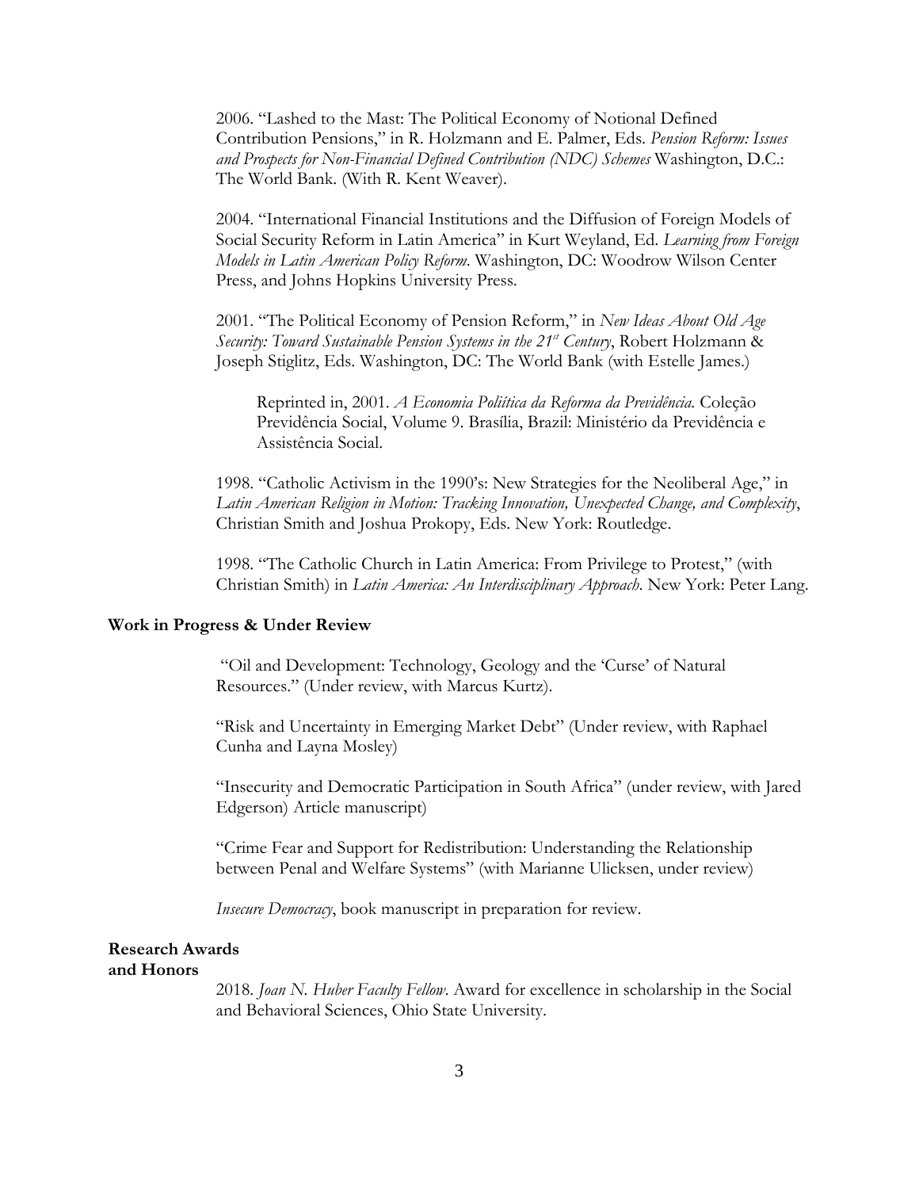2006. "Lashed to the Mast: The Political Economy of Notional Defined Contribution Pensions," in R. Holzmann and E. Palmer, Eds. *Pension Reform: Issues and Prospects for Non-Financial Defined Contribution (NDC) Schemes* Washington, D.C.: The World Bank. (With R. Kent Weaver).

2004. "International Financial Institutions and the Diffusion of Foreign Models of Social Security Reform in Latin America" in Kurt Weyland, Ed. *Learning from Foreign Models in Latin American Policy Reform.* Washington, DC: Woodrow Wilson Center Press, and Johns Hopkins University Press.

2001. "The Political Economy of Pension Reform," in *New Ideas About Old Age Security: Toward Sustainable Pension Systems in the 21st Century*, Robert Holzmann & Joseph Stiglitz, Eds. Washington, DC: The World Bank (with Estelle James.)

> Reprinted in, 2001. *A Economia Poliítica da Reforma da Previdência.* Coleção Previdência Social, Volume 9. Brasília, Brazil: Ministério da Previdência e Assistência Social.

1998. "Catholic Activism in the 1990's: New Strategies for the Neoliberal Age," in *Latin American Religion in Motion: Tracking Innovation, Unexpected Change, and Complexity*, Christian Smith and Joshua Prokopy, Eds. New York: Routledge.

1998. "The Catholic Church in Latin America: From Privilege to Protest," (with Christian Smith) in *Latin America: An Interdisciplinary Approach*. New York: Peter Lang.

**Work in Progress & Under Review**

"Oil and Development: Technology, Geology and the 'Curse' of Natural Resources." (Under review, with Marcus Kurtz).

"Risk and Uncertainty in Emerging Market Debt" (Under review, with Raphael Cunha and Layna Mosley)

"Insecurity and Democratic Participation in South Africa" (under review, with Jared Edgerson) Article manuscript)

"Crime Fear and Support for Redistribution: Understanding the Relationship between Penal and Welfare Systems" (with Marianne Ulicksen, under review)

*Insecure Democracy*, book manuscript in preparation for review.

**Research Awards and Honors**

2018. *Joan N. Huber Faculty Fellow.* Award for excellence in scholarship in the Social and Behavioral Sciences, Ohio State University.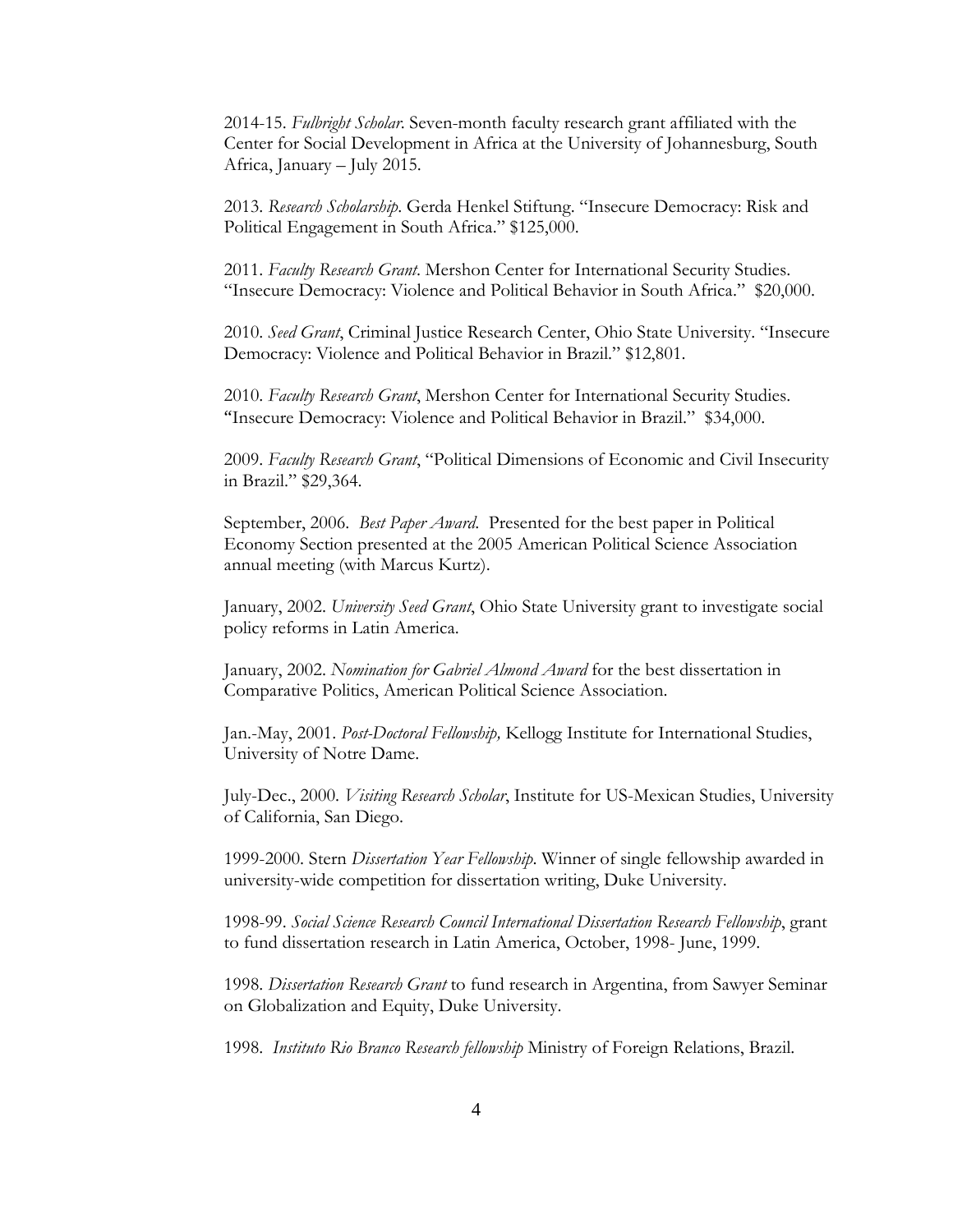2014-15. *Fulbright Scholar*. Seven-month faculty research grant affiliated with the Center for Social Development in Africa at the University of Johannesburg, South Africa, January – July 2015.

2013. *Research Scholarship*. Gerda Henkel Stiftung. "Insecure Democracy: Risk and Political Engagement in South Africa." $125,000.

2011. *Faculty Research Grant*. Mershon Center for International Security Studies. "Insecure Democracy: Violence and Political Behavior in South Africa." $20,000.

2010. *Seed Grant*, Criminal Justice Research Center, Ohio State University. "Insecure Democracy: Violence and Political Behavior in Brazil." $12,801.

2010. *Faculty Research Grant*, Mershon Center for International Security Studies. "Insecure Democracy: Violence and Political Behavior in Brazil." $34,000.

2009. *Faculty Research Grant*, "Political Dimensions of Economic and Civil Insecurity in Brazil." $29,364.

September, 2006. *Best Paper Award*. Presented for the best paper in Political Economy Section presented at the 2005 American Political Science Association annual meeting (with Marcus Kurtz).

January, 2002. *University Seed Grant*, Ohio State University grant to investigate social policy reforms in Latin America.

January, 2002. *Nomination for Gabriel Almond Award* for the best dissertation in Comparative Politics, American Political Science Association.

Jan.-May, 2001. *Post-Doctoral Fellowship,* Kellogg Institute for International Studies, University of Notre Dame.

July-Dec., 2000. *Visiting Research Scholar*, Institute for US-Mexican Studies, University of California, San Diego.

1999-2000. Stern *Dissertation Year Fellowship*. Winner of single fellowship awarded in university-wide competition for dissertation writing, Duke University.

1998-99. *Social Science Research Council International Dissertation Research Fellowship*, grant to fund dissertation research in Latin America, October, 1998- June, 1999.

1998. *Dissertation Research Grant* to fund research in Argentina, from Sawyer Seminar on Globalization and Equity, Duke University.

1998. *Instituto Rio Branco Research fellowship* Ministry of Foreign Relations, Brazil.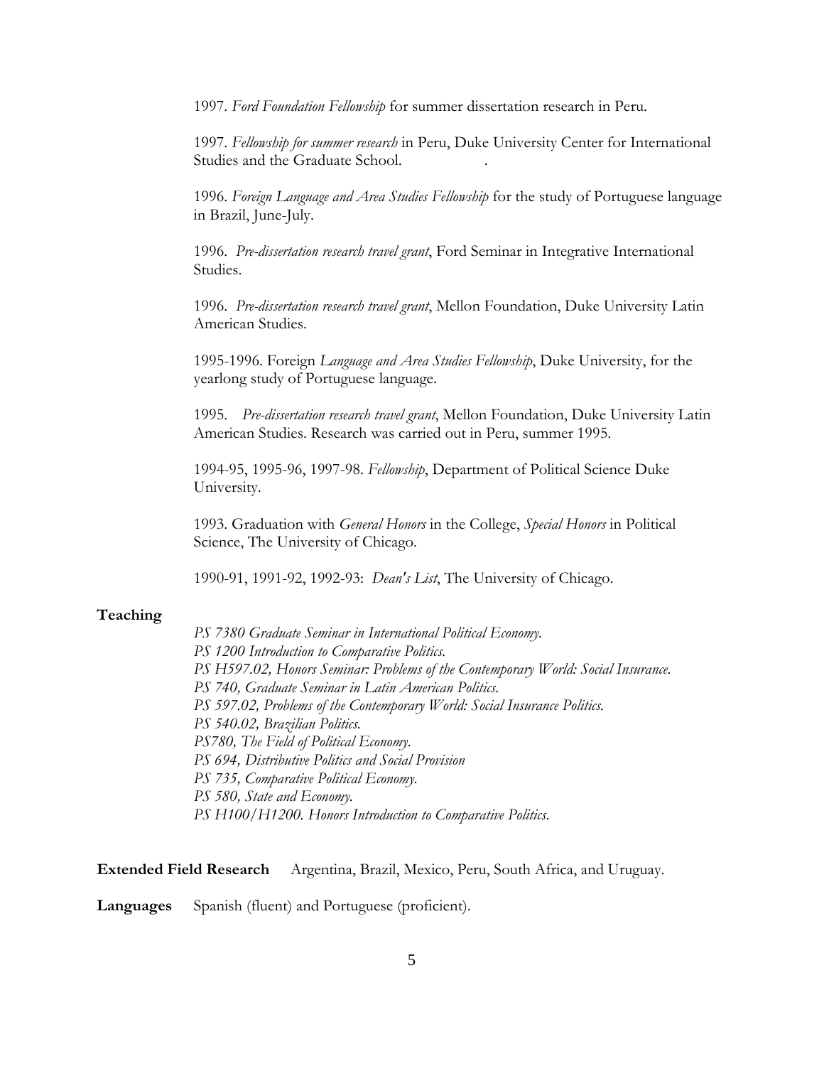1997. *Ford Foundation Fellowship* for summer dissertation research in Peru.

1997. *Fellowship for summer research* in Peru, Duke University Center for International Studies and the Graduate School.

1996. *Foreign Language and Area Studies Fellowship* for the study of Portuguese language in Brazil, June-July.

1996. *Pre-dissertation research travel grant*, Ford Seminar in Integrative International Studies.

1996. *Pre-dissertation research travel grant*, Mellon Foundation, Duke University Latin American Studies.

1995-1996. Foreign *Language and Area Studies Fellowship*, Duke University, for the yearlong study of Portuguese language.

1995. *Pre-dissertation research travel grant*, Mellon Foundation, Duke University Latin American Studies. Research was carried out in Peru, summer 1995.

1994-95, 1995-96, 1997-98. *Fellowship*, Department of Political Science Duke University.

1993. Graduation with *General Honors* in the College, *Special Honors* in Political Science, The University of Chicago.

1990-91, 1991-92, 1992-93: *Dean's List*, The University of Chicago.

**Teaching**

*PS 7380 Graduate Seminar in International Political Economy.*
*PS 1200 Introduction to Comparative Politics.*
*PS H597.02, Honors Seminar: Problems of the Contemporary World: Social Insurance.*
*PS 740, Graduate Seminar in Latin American Politics.*
*PS 597.02, Problems of the Contemporary World: Social Insurance Politics.*
*PS 540.02, Brazilian Politics.*
*PS780, The Field of Political Economy.*
*PS 694, Distributive Politics and Social Provision*
*PS 735, Comparative Political Economy.*
*PS 580, State and Economy.*
*PS H100/H1200. Honors Introduction to Comparative Politics.*

**Extended Field Research** Argentina, Brazil, Mexico, Peru, South Africa, and Uruguay.

**Languages** Spanish (fluent) and Portuguese (proficient).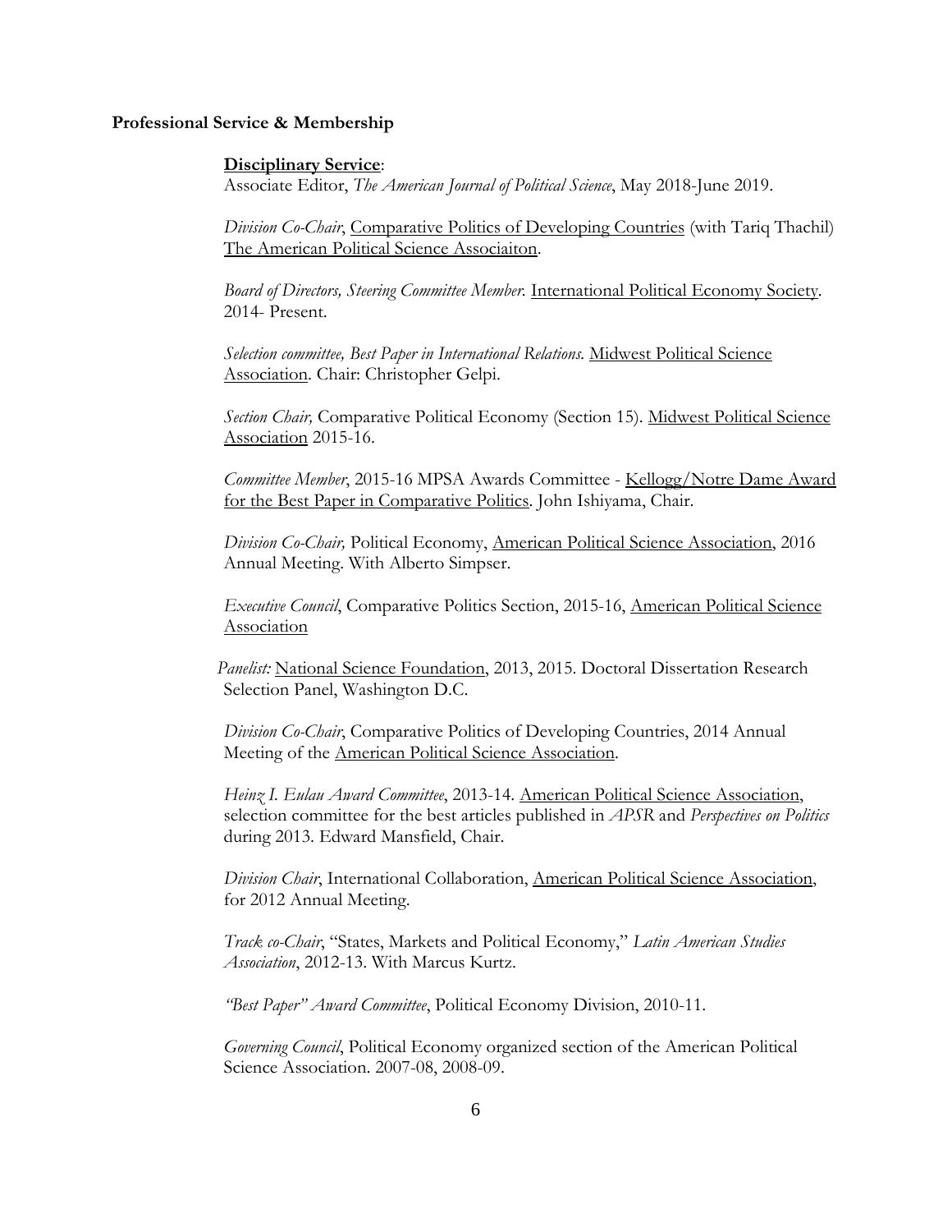**Professional Service & Membership**

**Disciplinary Service**:

Associate Editor, *The American Journal of Political Science*, May 2018-June 2019.

*Division Co-Chair*, Comparative Politics of Developing Countries (with Tariq Thachil) The American Political Science Associaiton.

*Board of Directors, Steering Committee Member.* International Political Economy Society. 2014- Present.

*Selection committee, Best Paper in International Relations.* Midwest Political Science Association. Chair: Christopher Gelpi.

*Section Chair,* Comparative Political Economy (Section 15). Midwest Political Science Association 2015-16.

*Committee Member*, 2015-16 MPSA Awards Committee - Kellogg/Notre Dame Award for the Best Paper in Comparative Politics. John Ishiyama, Chair.

*Division Co-Chair,* Political Economy, American Political Science Association, 2016 Annual Meeting. With Alberto Simpser.

*Executive Council*, Comparative Politics Section, 2015-16, American Political Science Association

*Panelist:* National Science Foundation, 2013, 2015. Doctoral Dissertation Research Selection Panel, Washington D.C.

*Division Co-Chair*, Comparative Politics of Developing Countries, 2014 Annual Meeting of the American Political Science Association.

*Heinz I. Eulau Award Committee*, 2013-14. American Political Science Association, selection committee for the best articles published in *APSR* and *Perspectives on Politics* during 2013. Edward Mansfield, Chair.

*Division Chair*, International Collaboration, American Political Science Association, for 2012 Annual Meeting.

*Track co-Chair*, "States, Markets and Political Economy," *Latin American Studies Association*, 2012-13. With Marcus Kurtz.

*"Best Paper" Award Committee*, Political Economy Division, 2010-11.

*Governing Council*, Political Economy organized section of the American Political Science Association. 2007-08, 2008-09.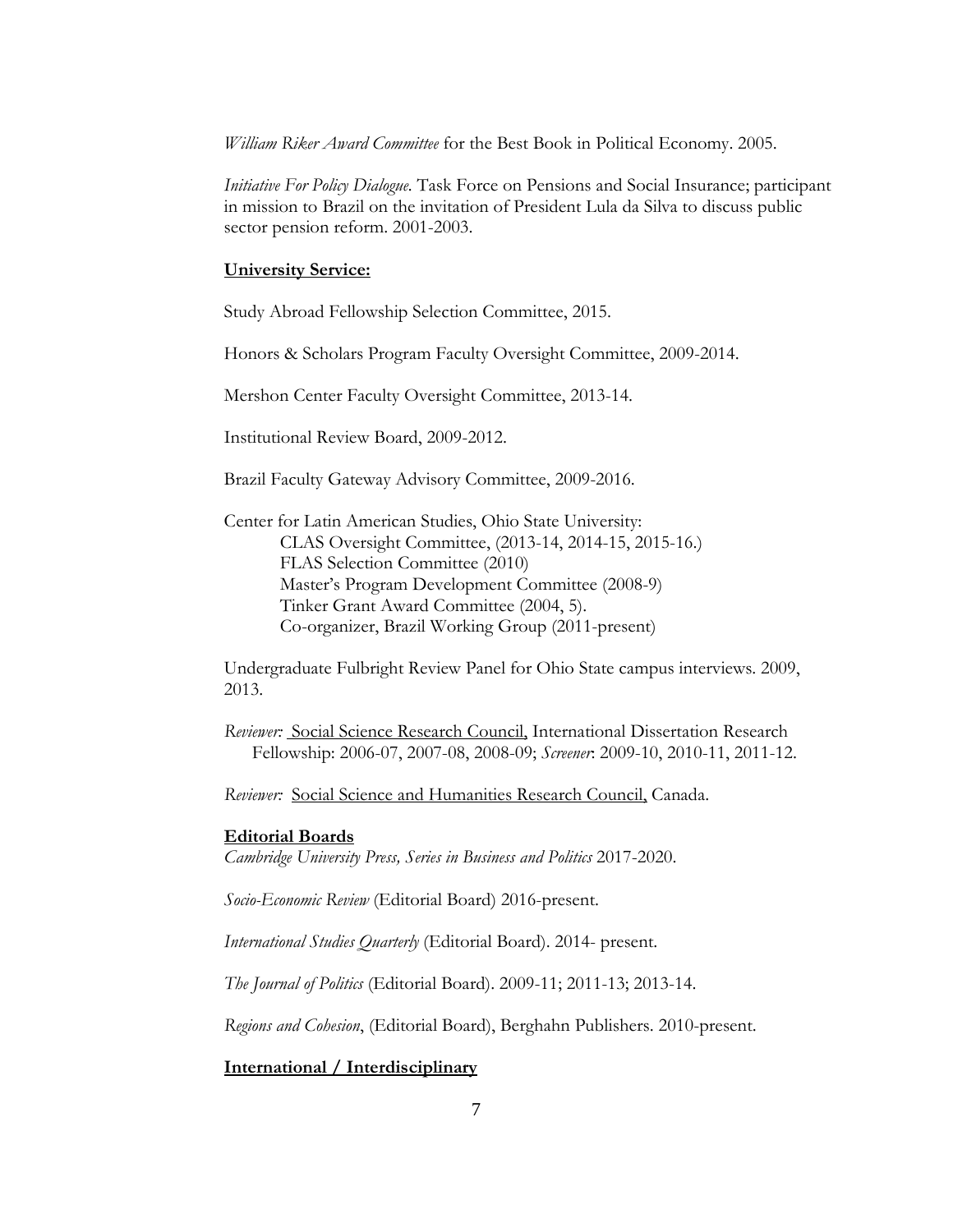*William Riker Award Committee* for the Best Book in Political Economy. 2005.

*Initiative For Policy Dialogue*. Task Force on Pensions and Social Insurance; participant in mission to Brazil on the invitation of President Lula da Silva to discuss public sector pension reform. 2001-2003.

**University Service:**

Study Abroad Fellowship Selection Committee, 2015.

Honors & Scholars Program Faculty Oversight Committee, 2009-2014.

Mershon Center Faculty Oversight Committee, 2013-14.

Institutional Review Board, 2009-2012.

Brazil Faculty Gateway Advisory Committee, 2009-2016.

Center for Latin American Studies, Ohio State University:
- CLAS Oversight Committee, (2013-14, 2014-15, 2015-16.)
- FLAS Selection Committee (2010)
- Master's Program Development Committee (2008-9)
- Tinker Grant Award Committee (2004, 5).
- Co-organizer, Brazil Working Group (2011-present)

Undergraduate Fulbright Review Panel for Ohio State campus interviews. 2009, 2013.

*Reviewer:* Social Science Research Council, International Dissertation Research Fellowship: 2006-07, 2007-08, 2008-09; *Screener*: 2009-10, 2010-11, 2011-12.

*Reviewer:* Social Science and Humanities Research Council, Canada.

**Editorial Boards**

*Cambridge University Press, Series in Business and Politics* 2017-2020.

*Socio-Economic Review* (Editorial Board) 2016-present.

*International Studies Quarterly* (Editorial Board). 2014- present.

*The Journal of Politics* (Editorial Board). 2009-11; 2011-13; 2013-14.

*Regions and Cohesion*, (Editorial Board), Berghahn Publishers. 2010-present.

**International / Interdisciplinary**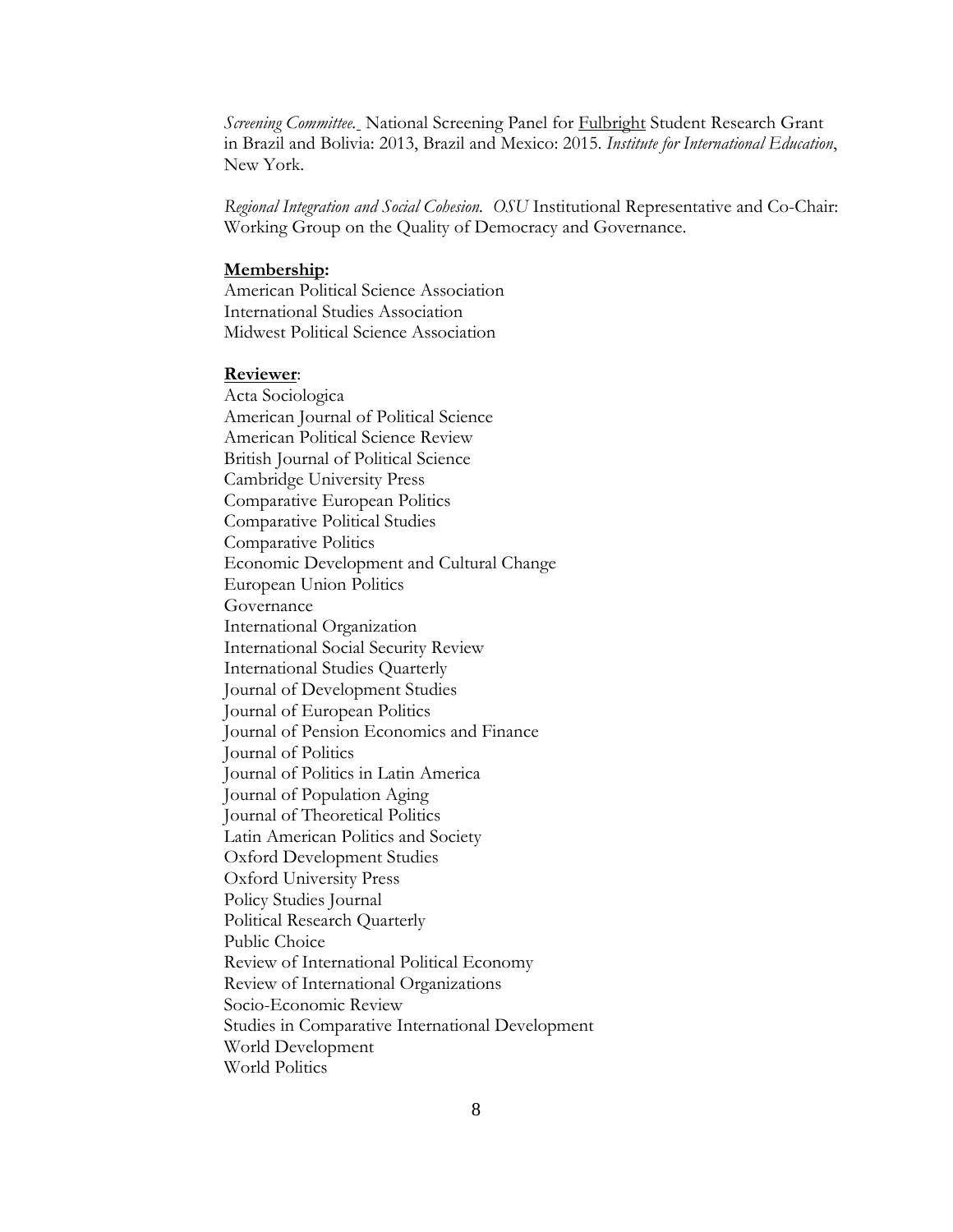*Screening Committee.* National Screening Panel for Fulbright Student Research Grant in Brazil and Bolivia: 2013, Brazil and Mexico: 2015. *Institute for International Education*, New York.

*Regional Integration and Social Cohesion. OSU* Institutional Representative and Co-Chair: Working Group on the Quality of Democracy and Governance.

**Membership:**

American Political Science Association
International Studies Association
Midwest Political Science Association

**Reviewer**:

Acta Sociologica
American Journal of Political Science
American Political Science Review
British Journal of Political Science
Cambridge University Press
Comparative European Politics
Comparative Political Studies
Comparative Politics
Economic Development and Cultural Change
European Union Politics
Governance
International Organization
International Social Security Review
International Studies Quarterly
Journal of Development Studies
Journal of European Politics
Journal of Pension Economics and Finance
Journal of Politics
Journal of Politics in Latin America
Journal of Population Aging
Journal of Theoretical Politics
Latin American Politics and Society
Oxford Development Studies
Oxford University Press
Policy Studies Journal
Political Research Quarterly
Public Choice
Review of International Political Economy
Review of International Organizations
Socio-Economic Review
Studies in Comparative International Development
World Development
World Politics